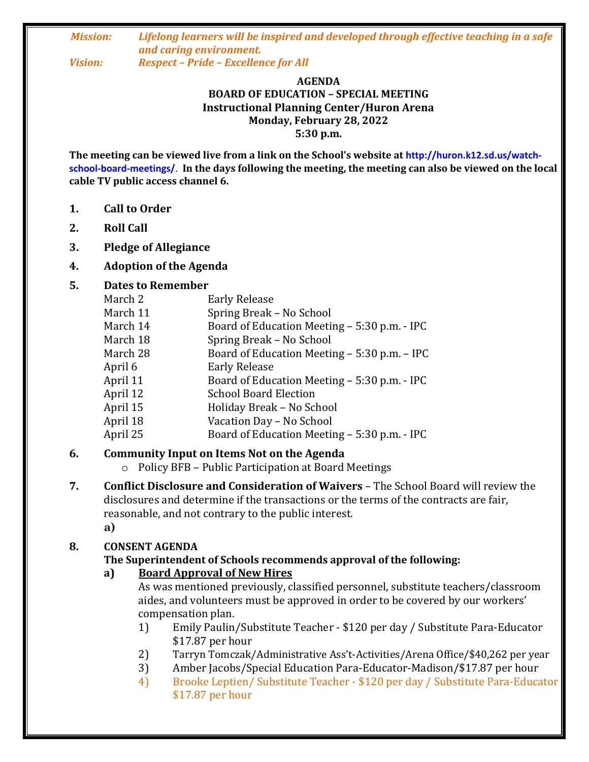***Mission:*** ***Lifelong learners will be inspired and developed through effective teaching in a safe and caring environment.***

***Vision:*** ***Respect – Pride – Excellence for All***

**AGENDA**
**BOARD OF EDUCATION – SPECIAL MEETING**
**Instructional Planning Center/Huron Arena**
**Monday, February 28, 2022**
**5:30 p.m.**

**The meeting can be viewed live from a link on the School's website at http://huron.k12.sd.us/watch-school-board-meetings/. In the days following the meeting, the meeting can also be viewed on the local cable TV public access channel 6.**

1. **Call to Order**

2. **Roll Call**

3. **Pledge of Allegiance**

4. **Adoption of the Agenda**

5. **Dates to Remember**

| | |
|---|---|
| March 2 | Early Release |
| March 11 | Spring Break – No School |
| March 14 | Board of Education Meeting – 5:30 p.m. - IPC |
| March 18 | Spring Break – No School |
| March 28 | Board of Education Meeting – 5:30 p.m. – IPC |
| April 6 | Early Release |
| April 11 | Board of Education Meeting – 5:30 p.m. - IPC |
| April 12 | School Board Election |
| April 15 | Holiday Break – No School |
| April 18 | Vacation Day – No School |
| April 25 | Board of Education Meeting – 5:30 p.m. - IPC |

6. **Community Input on Items Not on the Agenda**
   - Policy BFB – Public Participation at Board Meetings

7. **Conflict Disclosure and Consideration of Waivers** – The School Board will review the disclosures and determine if the transactions or the terms of the contracts are fair, reasonable, and not contrary to the public interest.
   **a)**

8. **CONSENT AGENDA**
   **The Superintendent of Schools recommends approval of the following:**
   **a) Board Approval of New Hires**
   As was mentioned previously, classified personnel, substitute teachers/classroom aides, and volunteers must be approved in order to be covered by our workers' compensation plan.
   1) Emily Paulin/Substitute Teacher - $120 per day / Substitute Para-Educator $17.87 per hour
   2) Tarryn Tomczak/Administrative Ass't-Activities/Arena Office/$40,262 per year
   3) Amber Jacobs/Special Education Para-Educator-Madison/$17.87 per hour
   4) Brooke Leptien/ Substitute Teacher - $120 per day / Substitute Para-Educator $17.87 per hour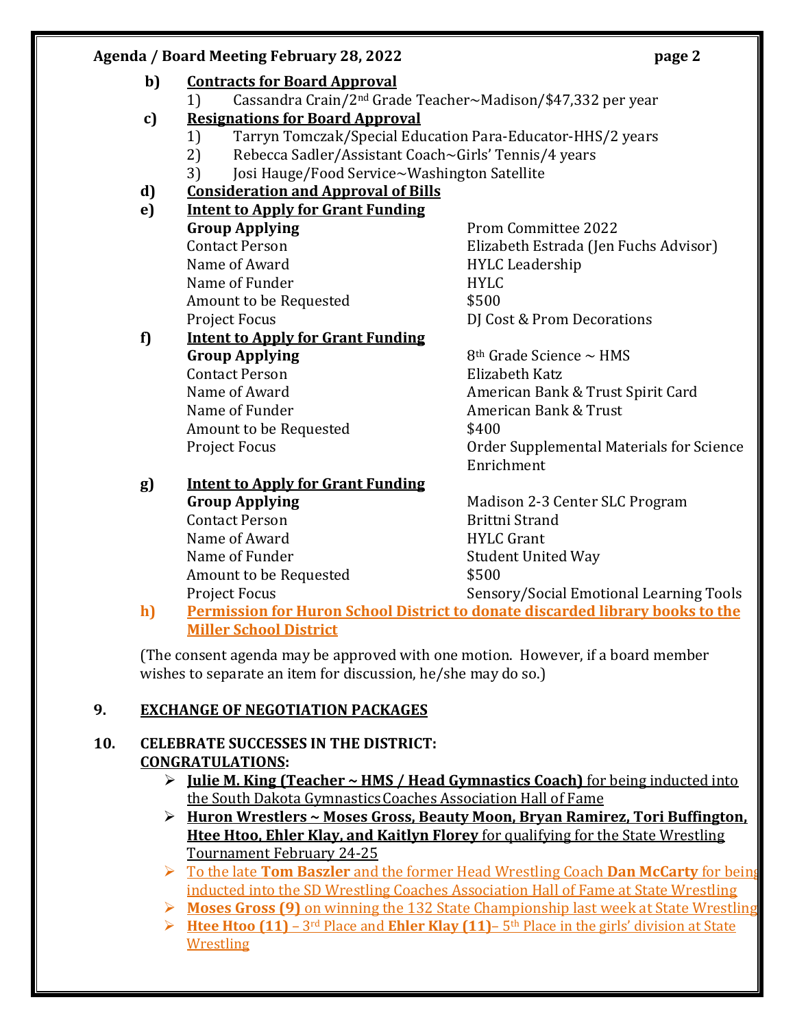b) **Contracts for Board Approval**

1) Cassandra Crain/2nd Grade Teacher~Madison/$47,332 per year

c) **Resignations for Board Approval**

1) Tarryn Tomczak/Special Education Para-Educator-HHS/2 years
2) Rebecca Sadler/Assistant Coach~Girls' Tennis/4 years
3) Josi Hauge/Food Service~Washington Satellite

d) **Consideration and Approval of Bills**

e) **Intent to Apply for Grant Funding**

| | |
|---|---|
| **Group Applying** | Prom Committee 2022 |
| Contact Person | Elizabeth Estrada (Jen Fuchs Advisor) |
| Name of Award | HYLC Leadership |
| Name of Funder | HYLC |
| Amount to be Requested | $500 |
| Project Focus | DJ Cost & Prom Decorations |

f) **Intent to Apply for Grant Funding**

| | |
|---|---|
| **Group Applying** | 8th Grade Science ~ HMS |
| Contact Person | Elizabeth Katz |
| Name of Award | American Bank & Trust Spirit Card |
| Name of Funder | American Bank & Trust |
| Amount to be Requested | $400 |
| Project Focus | Order Supplemental Materials for Science Enrichment |

g) **Intent to Apply for Grant Funding**

| | |
|---|---|
| **Group Applying** | Madison 2-3 Center SLC Program |
| Contact Person | Brittni Strand |
| Name of Award | HYLC Grant |
| Name of Funder | Student United Way |
| Amount to be Requested | $500 |
| Project Focus | Sensory/Social Emotional Learning Tools |

h) **Permission for Huron School District to donate discarded library books to the Miller School District**

(The consent agenda may be approved with one motion. However, if a board member wishes to separate an item for discussion, he/she may do so.)

**9. EXCHANGE OF NEGOTIATION PACKAGES**

**10. CELEBRATE SUCCESSES IN THE DISTRICT:**
**CONGRATULATIONS:**

- **Julie M. King (Teacher ~ HMS / Head Gymnastics Coach)** for being inducted into the South Dakota Gymnastics Coaches Association Hall of Fame
- **Huron Wrestlers ~ Moses Gross, Beauty Moon, Bryan Ramirez, Tori Buffington, Htee Htoo, Ehler Klay, and Kaitlyn Florey** for qualifying for the State Wrestling Tournament February 24-25
- To the late **Tom Baszler** and the former Head Wrestling Coach **Dan McCarty** for being inducted into the SD Wrestling Coaches Association Hall of Fame at State Wrestling
- **Moses Gross (9)** on winning the 132 State Championship last week at State Wrestling
- **Htee Htoo (11)** – 3rd Place and **Ehler Klay (11)**– 5th Place in the girls' division at State Wrestling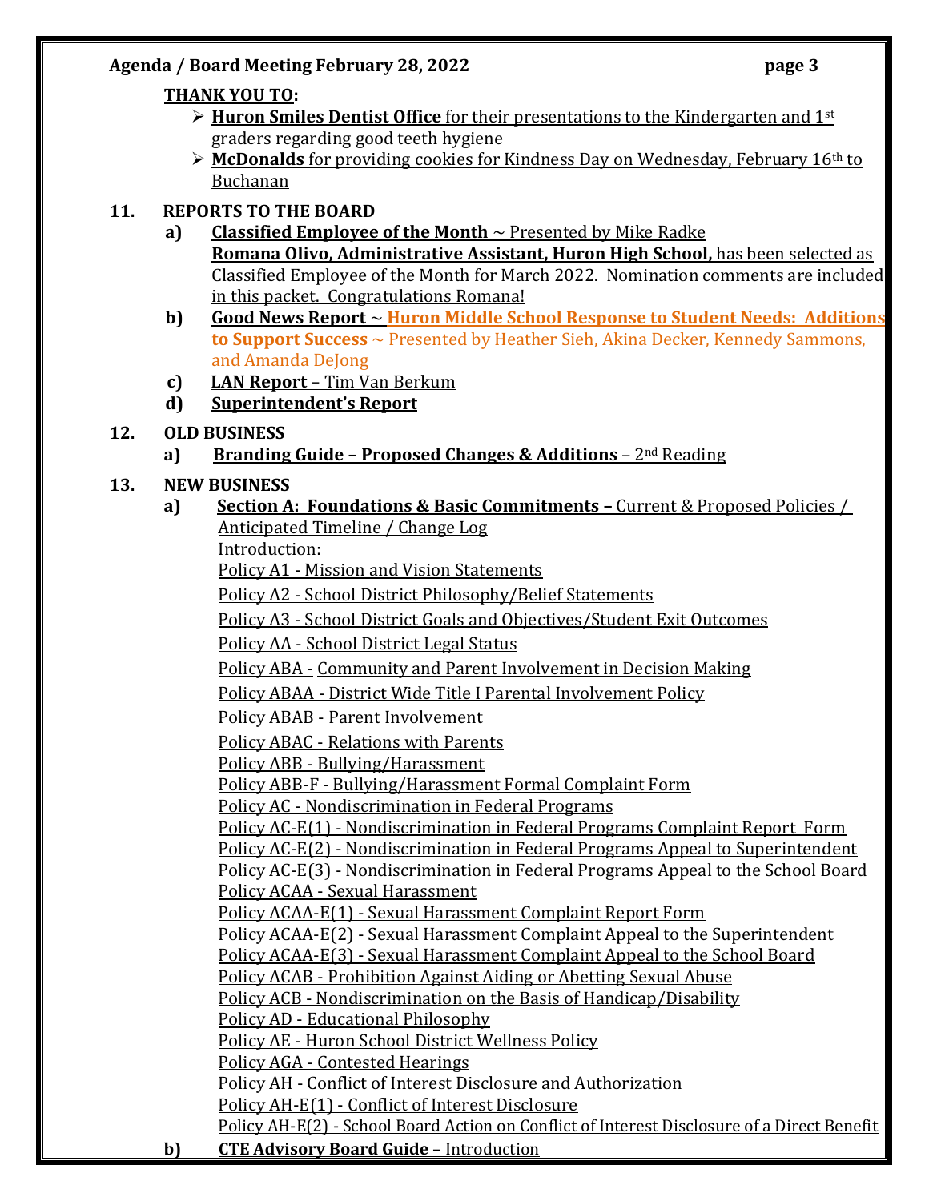**THANK YOU TO:**

- **Huron Smiles Dentist Office** for their presentations to the Kindergarten and 1st graders regarding good teeth hygiene
- **McDonalds** for providing cookies for Kindness Day on Wednesday, February 16th to Buchanan

**11. REPORTS TO THE BOARD**

a) **Classified Employee of the Month** ~ Presented by Mike Radke
**Romana Olivo, Administrative Assistant, Huron High School,** has been selected as Classified Employee of the Month for March 2022. Nomination comments are included in this packet. Congratulations Romana!

b) **Good News Report** ~ **Huron Middle School Response to Student Needs: Additions to Support Success** ~ Presented by Heather Sieh, Akina Decker, Kennedy Sammons, and Amanda DeJong

c) **LAN Report** – Tim Van Berkum

d) **Superintendent's Report**

**12. OLD BUSINESS**

a) **Branding Guide – Proposed Changes & Additions** – 2nd Reading

**13. NEW BUSINESS**

a) **Section A: Foundations & Basic Commitments –** Current & Proposed Policies / Anticipated Timeline / Change Log
Introduction:
Policy A1 - Mission and Vision Statements
Policy A2 - School District Philosophy/Belief Statements
Policy A3 - School District Goals and Objectives/Student Exit Outcomes
Policy AA - School District Legal Status
Policy ABA - Community and Parent Involvement in Decision Making
Policy ABAA - District Wide Title I Parental Involvement Policy
Policy ABAB - Parent Involvement
Policy ABAC - Relations with Parents
Policy ABB - Bullying/Harassment
Policy ABB-F - Bullying/Harassment Formal Complaint Form
Policy AC - Nondiscrimination in Federal Programs
Policy AC-E(1) - Nondiscrimination in Federal Programs Complaint Report Form
Policy AC-E(2) - Nondiscrimination in Federal Programs Appeal to Superintendent
Policy AC-E(3) - Nondiscrimination in Federal Programs Appeal to the School Board
Policy ACAA - Sexual Harassment
Policy ACAA-E(1) - Sexual Harassment Complaint Report Form
Policy ACAA-E(2) - Sexual Harassment Complaint Appeal to the Superintendent
Policy ACAA-E(3) - Sexual Harassment Complaint Appeal to the School Board
Policy ACAB - Prohibition Against Aiding or Abetting Sexual Abuse
Policy ACB - Nondiscrimination on the Basis of Handicap/Disability
Policy AD - Educational Philosophy
Policy AE - Huron School District Wellness Policy
Policy AGA - Contested Hearings
Policy AH - Conflict of Interest Disclosure and Authorization
Policy AH-E(1) - Conflict of Interest Disclosure
Policy AH-E(2) - School Board Action on Conflict of Interest Disclosure of a Direct Benefit

b) **CTE Advisory Board Guide** – Introduction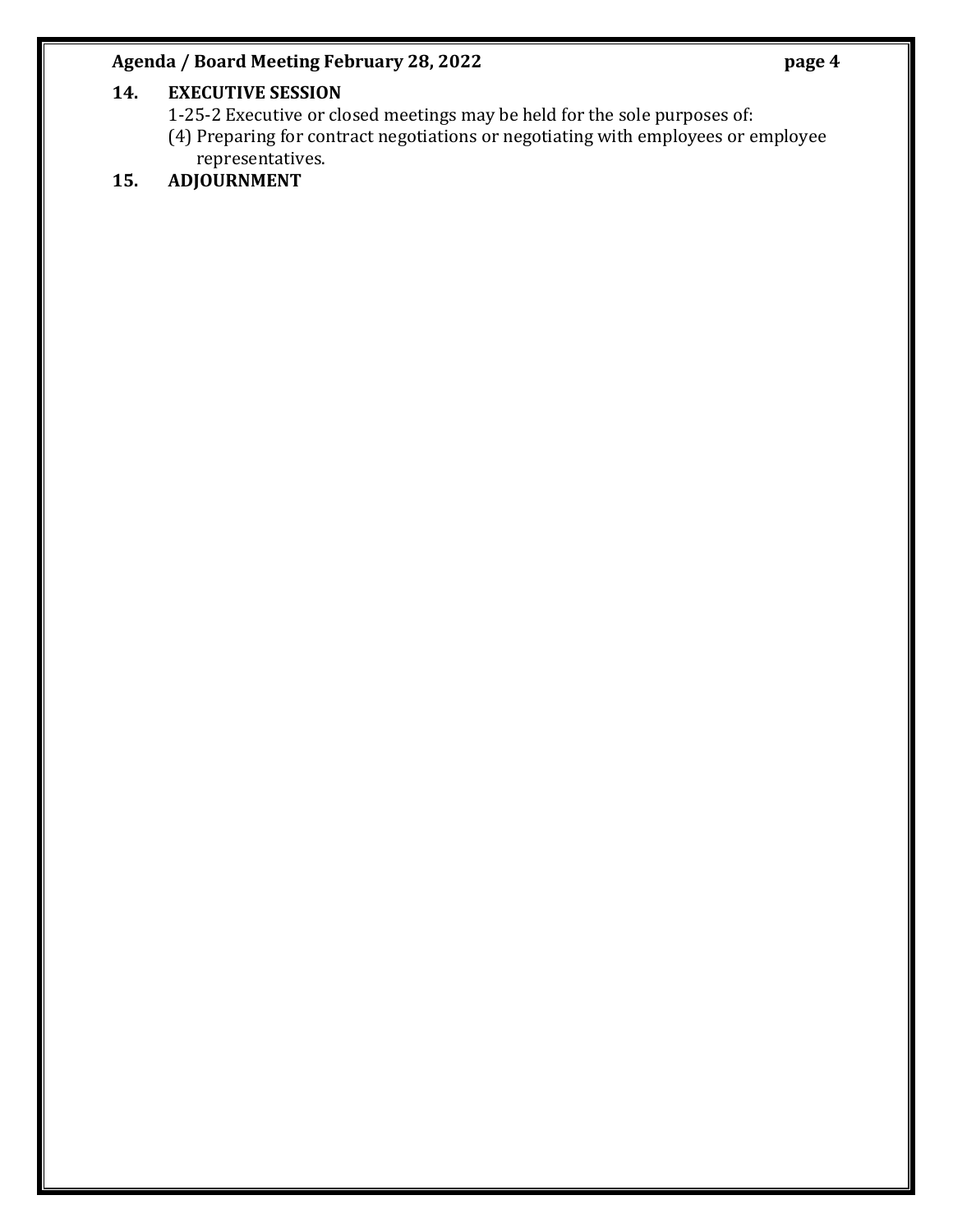**14. EXECUTIVE SESSION**

1-25-2 Executive or closed meetings may be held for the sole purposes of:

(4) Preparing for contract negotiations or negotiating with employees or employee representatives.

**15. ADJOURNMENT**